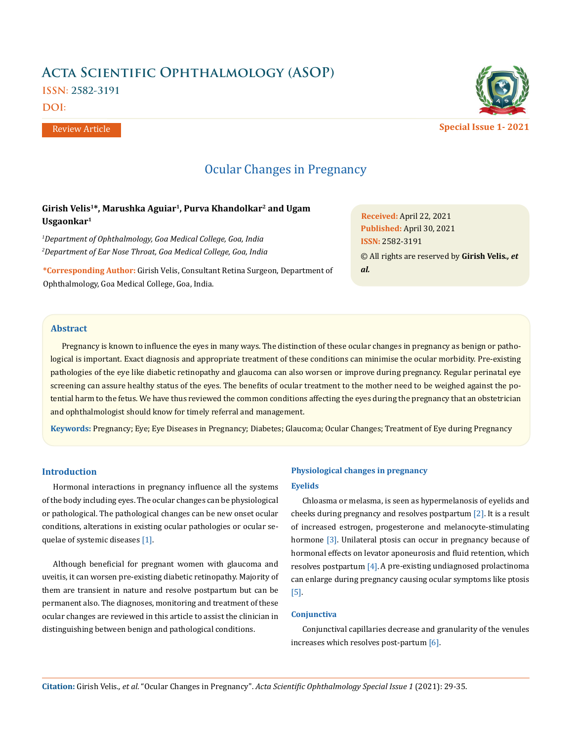# Ocular Changes in Pregnancy

**Girish Velis[1]*, Marushka Aguiar[1], Purva Khandolkar[2] and Ugam Usgaonkar[1]**

[1]*Department of Ophthalmology, Goa Medical College, Goa, India*

[2]*Department of Ear Nose Throat, Goa Medical College, Goa, India*

**\*Corresponding Author:** Girish Velis, Consultant Retina Surgeon, Department of Ophthalmology, Goa Medical College, Goa, India.

**Received:** April 22, 2021
**Published:** April 30, 2021
**ISSN:** 2582-3191
© All rights are reserved by **Girish Velis*., et al.***

## Abstract

Pregnancy is known to influence the eyes in many ways. The distinction of these ocular changes in pregnancy as benign or pathological is important. Exact diagnosis and appropriate treatment of these conditions can minimise the ocular morbidity. Pre-existing pathologies of the eye like diabetic retinopathy and glaucoma can also worsen or improve during pregnancy. Regular perinatal eye screening can assure healthy status of the eyes. The benefits of ocular treatment to the mother need to be weighed against the potential harm to the fetus. We have thus reviewed the common conditions affecting the eyes during the pregnancy that an obstetrician and ophthalmologist should know for timely referral and management.

**Keywords:** Pregnancy; Eye; Eye Diseases in Pregnancy; Diabetes; Glaucoma; Ocular Changes; Treatment of Eye during Pregnancy

## Introduction

Hormonal interactions in pregnancy influence all the systems of the body including eyes. The ocular changes can be physiological or pathological. The pathological changes can be new onset ocular conditions, alterations in existing ocular pathologies or ocular sequelae of systemic diseases [1].

Although beneficial for pregnant women with glaucoma and uveitis, it can worsen pre-existing diabetic retinopathy. Majority of them are transient in nature and resolve postpartum but can be permanent also. The diagnoses, monitoring and treatment of these ocular changes are reviewed in this article to assist the clinician in distinguishing between benign and pathological conditions.

## Physiological changes in pregnancy

### Eyelids

Chloasma or melasma, is seen as hypermelanosis of eyelids and cheeks during pregnancy and resolves postpartum [2]. It is a result of increased estrogen, progesterone and melanocyte-stimulating hormone [3]. Unilateral ptosis can occur in pregnancy because of hormonal effects on levator aponeurosis and fluid retention, which resolves postpartum [4]. A pre-existing undiagnosed prolactinoma can enlarge during pregnancy causing ocular symptoms like ptosis [5].

### Conjunctiva

Conjunctival capillaries decrease and granularity of the venules increases which resolves post-partum [6].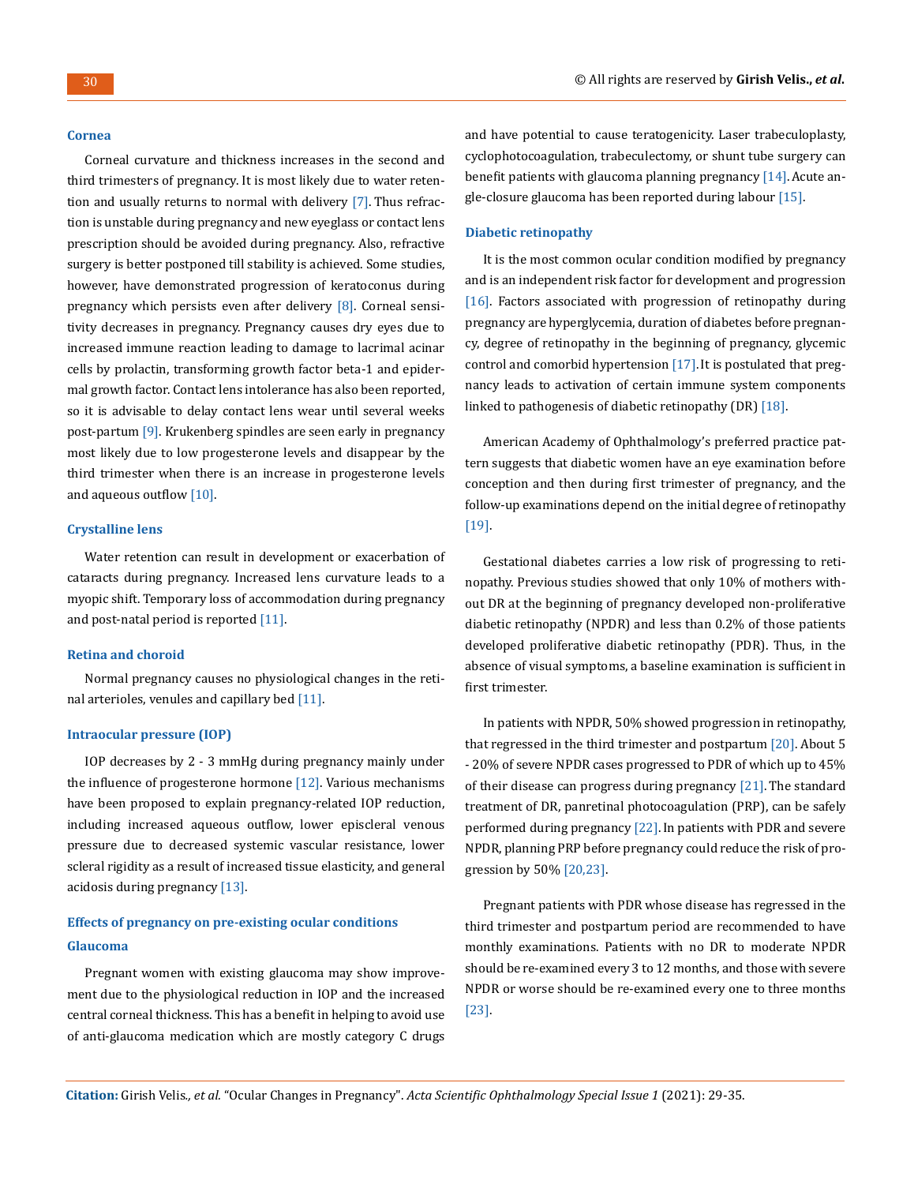### Cornea

Corneal curvature and thickness increases in the second and third trimesters of pregnancy. It is most likely due to water retention and usually returns to normal with delivery [7]. Thus refraction is unstable during pregnancy and new eyeglass or contact lens prescription should be avoided during pregnancy. Also, refractive surgery is better postponed till stability is achieved. Some studies, however, have demonstrated progression of keratoconus during pregnancy which persists even after delivery [8]. Corneal sensitivity decreases in pregnancy. Pregnancy causes dry eyes due to increased immune reaction leading to damage to lacrimal acinar cells by prolactin, transforming growth factor beta-1 and epidermal growth factor. Contact lens intolerance has also been reported, so it is advisable to delay contact lens wear until several weeks post-partum [9]. Krukenberg spindles are seen early in pregnancy most likely due to low progesterone levels and disappear by the third trimester when there is an increase in progesterone levels and aqueous outflow [10].

### Crystalline lens

Water retention can result in development or exacerbation of cataracts during pregnancy. Increased lens curvature leads to a myopic shift. Temporary loss of accommodation during pregnancy and post-natal period is reported [11].

### Retina and choroid

Normal pregnancy causes no physiological changes in the retinal arterioles, venules and capillary bed [11].

### Intraocular pressure (IOP)

IOP decreases by 2 - 3 mmHg during pregnancy mainly under the influence of progesterone hormone [12]. Various mechanisms have been proposed to explain pregnancy-related IOP reduction, including increased aqueous outflow, lower episcleral venous pressure due to decreased systemic vascular resistance, lower scleral rigidity as a result of increased tissue elasticity, and general acidosis during pregnancy [13].

## Effects of pregnancy on pre-existing ocular conditions

### Glaucoma

Pregnant women with existing glaucoma may show improvement due to the physiological reduction in IOP and the increased central corneal thickness. This has a benefit in helping to avoid use of anti-glaucoma medication which are mostly category C drugs and have potential to cause teratogenicity. Laser trabeculoplasty, cyclophotocoagulation, trabeculectomy, or shunt tube surgery can benefit patients with glaucoma planning pregnancy [14]. Acute angle-closure glaucoma has been reported during labour [15].

### Diabetic retinopathy

It is the most common ocular condition modified by pregnancy and is an independent risk factor for development and progression [16]. Factors associated with progression of retinopathy during pregnancy are hyperglycemia, duration of diabetes before pregnancy, degree of retinopathy in the beginning of pregnancy, glycemic control and comorbid hypertension [17]. It is postulated that pregnancy leads to activation of certain immune system components linked to pathogenesis of diabetic retinopathy (DR) [18].

American Academy of Ophthalmology's preferred practice pattern suggests that diabetic women have an eye examination before conception and then during first trimester of pregnancy, and the follow-up examinations depend on the initial degree of retinopathy [19].

Gestational diabetes carries a low risk of progressing to retinopathy. Previous studies showed that only 10% of mothers without DR at the beginning of pregnancy developed non-proliferative diabetic retinopathy (NPDR) and less than 0.2% of those patients developed proliferative diabetic retinopathy (PDR). Thus, in the absence of visual symptoms, a baseline examination is sufficient in first trimester.

In patients with NPDR, 50% showed progression in retinopathy, that regressed in the third trimester and postpartum [20]. About 5 - 20% of severe NPDR cases progressed to PDR of which up to 45% of their disease can progress during pregnancy [21]. The standard treatment of DR, panretinal photocoagulation (PRP), can be safely performed during pregnancy [22]. In patients with PDR and severe NPDR, planning PRP before pregnancy could reduce the risk of progression by 50% [20,23].

Pregnant patients with PDR whose disease has regressed in the third trimester and postpartum period are recommended to have monthly examinations. Patients with no DR to moderate NPDR should be re-examined every 3 to 12 months, and those with severe NPDR or worse should be re-examined every one to three months [23].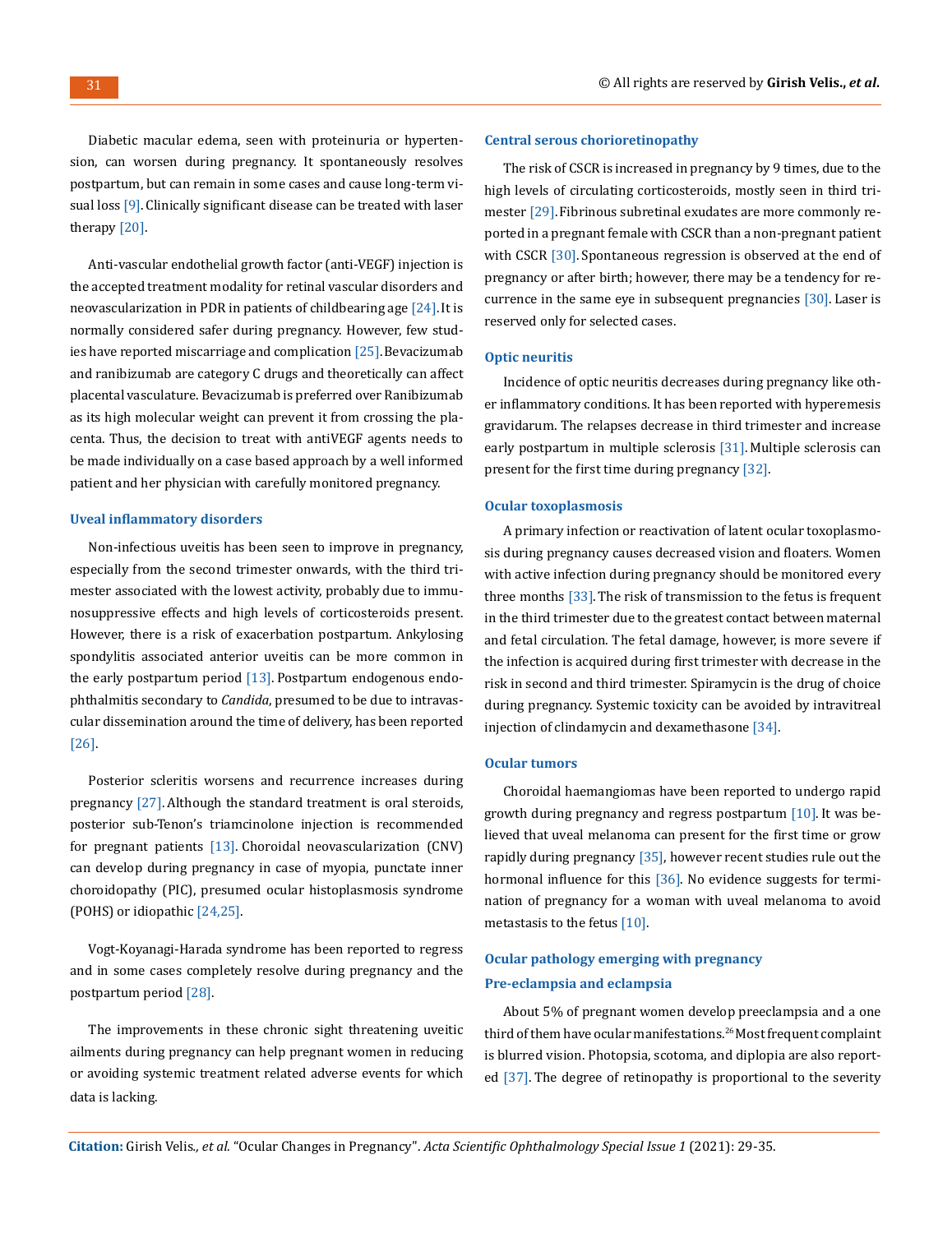Diabetic macular edema, seen with proteinuria or hypertension, can worsen during pregnancy. It spontaneously resolves postpartum, but can remain in some cases and cause long-term visual loss [9]. Clinically significant disease can be treated with laser therapy [20].

Anti-vascular endothelial growth factor (anti-VEGF) injection is the accepted treatment modality for retinal vascular disorders and neovascularization in PDR in patients of childbearing age [24]. It is normally considered safer during pregnancy. However, few studies have reported miscarriage and complication [25]. Bevacizumab and ranibizumab are category C drugs and theoretically can affect placental vasculature. Bevacizumab is preferred over Ranibizumab as its high molecular weight can prevent it from crossing the placenta. Thus, the decision to treat with antiVEGF agents needs to be made individually on a case based approach by a well informed patient and her physician with carefully monitored pregnancy.

### Uveal inflammatory disorders

Non-infectious uveitis has been seen to improve in pregnancy, especially from the second trimester onwards, with the third trimester associated with the lowest activity, probably due to immunosuppressive effects and high levels of corticosteroids present. However, there is a risk of exacerbation postpartum. Ankylosing spondylitis associated anterior uveitis can be more common in the early postpartum period [13]. Postpartum endogenous endophthalmitis secondary to *Candida*, presumed to be due to intravascular dissemination around the time of delivery, has been reported [26].

Posterior scleritis worsens and recurrence increases during pregnancy [27]. Although the standard treatment is oral steroids, posterior sub-Tenon's triamcinolone injection is recommended for pregnant patients [13]. Choroidal neovascularization (CNV) can develop during pregnancy in case of myopia, punctate inner choroidopathy (PIC), presumed ocular histoplasmosis syndrome (POHS) or idiopathic [24,25].

Vogt-Koyanagi-Harada syndrome has been reported to regress and in some cases completely resolve during pregnancy and the postpartum period [28].

The improvements in these chronic sight threatening uveitic ailments during pregnancy can help pregnant women in reducing or avoiding systemic treatment related adverse events for which data is lacking.

### Central serous chorioretinopathy

The risk of CSCR is increased in pregnancy by 9 times, due to the high levels of circulating corticosteroids, mostly seen in third trimester [29]. Fibrinous subretinal exudates are more commonly reported in a pregnant female with CSCR than a non-pregnant patient with CSCR [30]. Spontaneous regression is observed at the end of pregnancy or after birth; however, there may be a tendency for recurrence in the same eye in subsequent pregnancies [30]. Laser is reserved only for selected cases.

### Optic neuritis

Incidence of optic neuritis decreases during pregnancy like other inflammatory conditions. It has been reported with hyperemesis gravidarum. The relapses decrease in third trimester and increase early postpartum in multiple sclerosis [31]. Multiple sclerosis can present for the first time during pregnancy [32].

### Ocular toxoplasmosis

A primary infection or reactivation of latent ocular toxoplasmosis during pregnancy causes decreased vision and floaters. Women with active infection during pregnancy should be monitored every three months [33]. The risk of transmission to the fetus is frequent in the third trimester due to the greatest contact between maternal and fetal circulation. The fetal damage, however, is more severe if the infection is acquired during first trimester with decrease in the risk in second and third trimester. Spiramycin is the drug of choice during pregnancy. Systemic toxicity can be avoided by intravitreal injection of clindamycin and dexamethasone [34].

### Ocular tumors

Choroidal haemangiomas have been reported to undergo rapid growth during pregnancy and regress postpartum [10]. It was believed that uveal melanoma can present for the first time or grow rapidly during pregnancy [35], however recent studies rule out the hormonal influence for this [36]. No evidence suggests for termination of pregnancy for a woman with uveal melanoma to avoid metastasis to the fetus [10].

## Ocular pathology emerging with pregnancy

### Pre-eclampsia and eclampsia

About 5% of pregnant women develop preeclampsia and a one third of them have ocular manifestations.[26] Most frequent complaint is blurred vision. Photopsia, scotoma, and diplopia are also reported [37]. The degree of retinopathy is proportional to the severity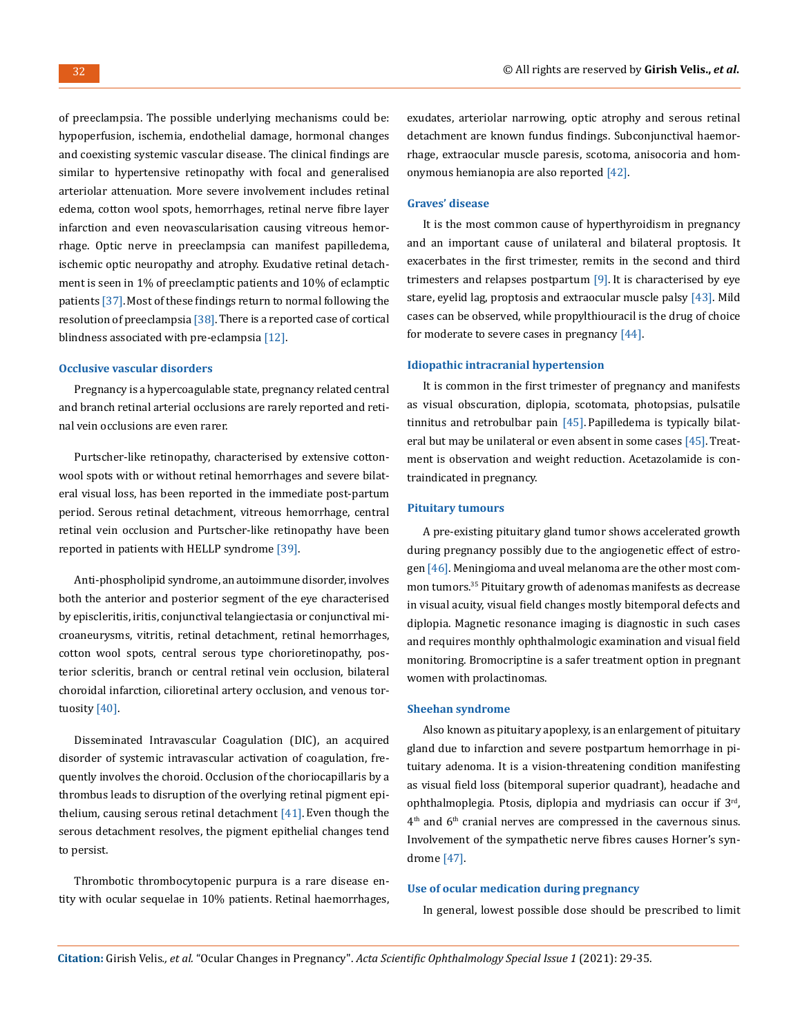of preeclampsia. The possible underlying mechanisms could be: hypoperfusion, ischemia, endothelial damage, hormonal changes and coexisting systemic vascular disease. The clinical findings are similar to hypertensive retinopathy with focal and generalised arteriolar attenuation. More severe involvement includes retinal edema, cotton wool spots, hemorrhages, retinal nerve fibre layer infarction and even neovascularisation causing vitreous hemorrhage. Optic nerve in preeclampsia can manifest papilledema, ischemic optic neuropathy and atrophy. Exudative retinal detachment is seen in 1% of preeclamptic patients and 10% of eclamptic patients [37]. Most of these findings return to normal following the resolution of preeclampsia [38]. There is a reported case of cortical blindness associated with pre-eclampsia [12].

### Occlusive vascular disorders

Pregnancy is a hypercoagulable state, pregnancy related central and branch retinal arterial occlusions are rarely reported and retinal vein occlusions are even rarer.

Purtscher-like retinopathy, characterised by extensive cotton-wool spots with or without retinal hemorrhages and severe bilateral visual loss, has been reported in the immediate post-partum period. Serous retinal detachment, vitreous hemorrhage, central retinal vein occlusion and Purtscher-like retinopathy have been reported in patients with HELLP syndrome [39].

Anti-phospholipid syndrome, an autoimmune disorder, involves both the anterior and posterior segment of the eye characterised by episcleritis, iritis, conjunctival telangiectasia or conjunctival microaneurysms, vitritis, retinal detachment, retinal hemorrhages, cotton wool spots, central serous type chorioretinopathy, posterior scleritis, branch or central retinal vein occlusion, bilateral choroidal infarction, cilioretinal artery occlusion, and venous tortuosity [40].

Disseminated Intravascular Coagulation (DIC), an acquired disorder of systemic intravascular activation of coagulation, frequently involves the choroid. Occlusion of the choriocapillaris by a thrombus leads to disruption of the overlying retinal pigment epithelium, causing serous retinal detachment [41]. Even though the serous detachment resolves, the pigment epithelial changes tend to persist.

Thrombotic thrombocytopenic purpura is a rare disease entity with ocular sequelae in 10% patients. Retinal haemorrhages, exudates, arteriolar narrowing, optic atrophy and serous retinal detachment are known fundus findings. Subconjunctival haemorrhage, extraocular muscle paresis, scotoma, anisocoria and homonymous hemianopia are also reported [42].

### Graves' disease

It is the most common cause of hyperthyroidism in pregnancy and an important cause of unilateral and bilateral proptosis. It exacerbates in the first trimester, remits in the second and third trimesters and relapses postpartum [9]. It is characterised by eye stare, eyelid lag, proptosis and extraocular muscle palsy [43]. Mild cases can be observed, while propylthiouracil is the drug of choice for moderate to severe cases in pregnancy [44].

### Idiopathic intracranial hypertension

It is common in the first trimester of pregnancy and manifests as visual obscuration, diplopia, scotomata, photopsias, pulsatile tinnitus and retrobulbar pain [45]. Papilledema is typically bilateral but may be unilateral or even absent in some cases [45]. Treatment is observation and weight reduction. Acetazolamide is contraindicated in pregnancy.

### Pituitary tumours

A pre-existing pituitary gland tumor shows accelerated growth during pregnancy possibly due to the angiogenetic effect of estrogen [46]. Meningioma and uveal melanoma are the other most common tumors.[35] Pituitary growth of adenomas manifests as decrease in visual acuity, visual field changes mostly bitemporal defects and diplopia. Magnetic resonance imaging is diagnostic in such cases and requires monthly ophthalmologic examination and visual field monitoring. Bromocriptine is a safer treatment option in pregnant women with prolactinomas.

### Sheehan syndrome

Also known as pituitary apoplexy, is an enlargement of pituitary gland due to infarction and severe postpartum hemorrhage in pituitary adenoma. It is a vision-threatening condition manifesting as visual field loss (bitemporal superior quadrant), headache and ophthalmoplegia. Ptosis, diplopia and mydriasis can occur if 3rd, 4th and 6th cranial nerves are compressed in the cavernous sinus. Involvement of the sympathetic nerve fibres causes Horner's syndrome [47].

### Use of ocular medication during pregnancy

In general, lowest possible dose should be prescribed to limit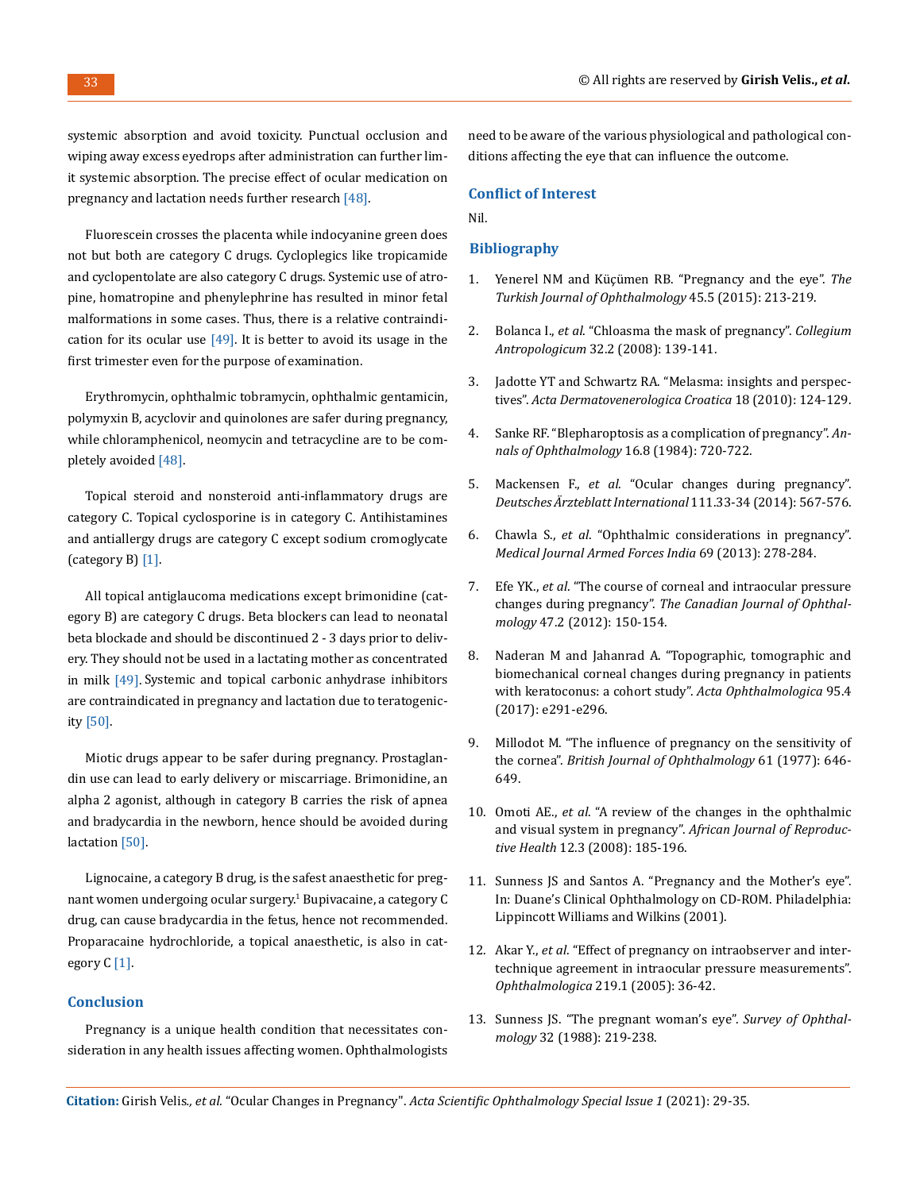systemic absorption and avoid toxicity. Punctual occlusion and wiping away excess eyedrops after administration can further limit systemic absorption. The precise effect of ocular medication on pregnancy and lactation needs further research [48].

Fluorescein crosses the placenta while indocyanine green does not but both are category C drugs. Cycloplegics like tropicamide and cyclopentolate are also category C drugs. Systemic use of atropine, homatropine and phenylephrine has resulted in minor fetal malformations in some cases. Thus, there is a relative contraindication for its ocular use [49]. It is better to avoid its usage in the first trimester even for the purpose of examination.

Erythromycin, ophthalmic tobramycin, ophthalmic gentamicin, polymyxin B, acyclovir and quinolones are safer during pregnancy, while chloramphenicol, neomycin and tetracycline are to be completely avoided [48].

Topical steroid and nonsteroid anti-inflammatory drugs are category C. Topical cyclosporine is in category C. Antihistamines and antiallergy drugs are category C except sodium cromoglycate (category B) [1].

All topical antiglaucoma medications except brimonidine (category B) are category C drugs. Beta blockers can lead to neonatal beta blockade and should be discontinued 2 - 3 days prior to delivery. They should not be used in a lactating mother as concentrated in milk [49]. Systemic and topical carbonic anhydrase inhibitors are contraindicated in pregnancy and lactation due to teratogenicity [50].

Miotic drugs appear to be safer during pregnancy. Prostaglandin use can lead to early delivery or miscarriage. Brimonidine, an alpha 2 agonist, although in category B carries the risk of apnea and bradycardia in the newborn, hence should be avoided during lactation [50].

Lignocaine, a category B drug, is the safest anaesthetic for pregnant women undergoing ocular surgery.[1] Bupivacaine, a category C drug, can cause bradycardia in the fetus, hence not recommended. Proparacaine hydrochloride, a topical anaesthetic, is also in category C [1].

## Conclusion

Pregnancy is a unique health condition that necessitates consideration in any health issues affecting women. Ophthalmologists need to be aware of the various physiological and pathological conditions affecting the eye that can influence the outcome.

## Conflict of Interest

Nil.

## Bibliography

1. Yenerel NM and Küçümen RB. "Pregnancy and the eye". *The Turkish Journal of Ophthalmology* 45.5 (2015): 213-219.
2. Bolanca I., *et al*. "Chloasma the mask of pregnancy". *Collegium Antropologicum* 32.2 (2008): 139-141.
3. Jadotte YT and Schwartz RA. "Melasma: insights and perspectives". *Acta Dermatovenerologica Croatica* 18 (2010): 124-129.
4. Sanke RF. "Blepharoptosis as a complication of pregnancy". *Annals of Ophthalmology* 16.8 (1984): 720-722.
5. Mackensen F., *et al*. "Ocular changes during pregnancy". *Deutsches Ärzteblatt International* 111.33-34 (2014): 567-576.
6. Chawla S., *et al*. "Ophthalmic considerations in pregnancy". *Medical Journal Armed Forces India* 69 (2013): 278-284.
7. Efe YK., *et al*. "The course of corneal and intraocular pressure changes during pregnancy". *The Canadian Journal of Ophthalmology* 47.2 (2012): 150-154.
8. Naderan M and Jahanrad A. "Topographic, tomographic and biomechanical corneal changes during pregnancy in patients with keratoconus: a cohort study". *Acta Ophthalmologica* 95.4 (2017): e291-e296.
9. Millodot M. "The influence of pregnancy on the sensitivity of the cornea". *British Journal of Ophthalmology* 61 (1977): 646-649.
10. Omoti AE., *et al*. "A review of the changes in the ophthalmic and visual system in pregnancy". *African Journal of Reproductive Health* 12.3 (2008): 185-196.
11. Sunness JS and Santos A. "Pregnancy and the Mother's eye". In: Duane's Clinical Ophthalmology on CD-ROM. Philadelphia: Lippincott Williams and Wilkins (2001).
12. Akar Y., *et al*. "Effect of pregnancy on intraobserver and intertechnique agreement in intraocular pressure measurements". *Ophthalmologica* 219.1 (2005): 36-42.
13. Sunness JS. "The pregnant woman's eye". *Survey of Ophthalmology* 32 (1988): 219-238.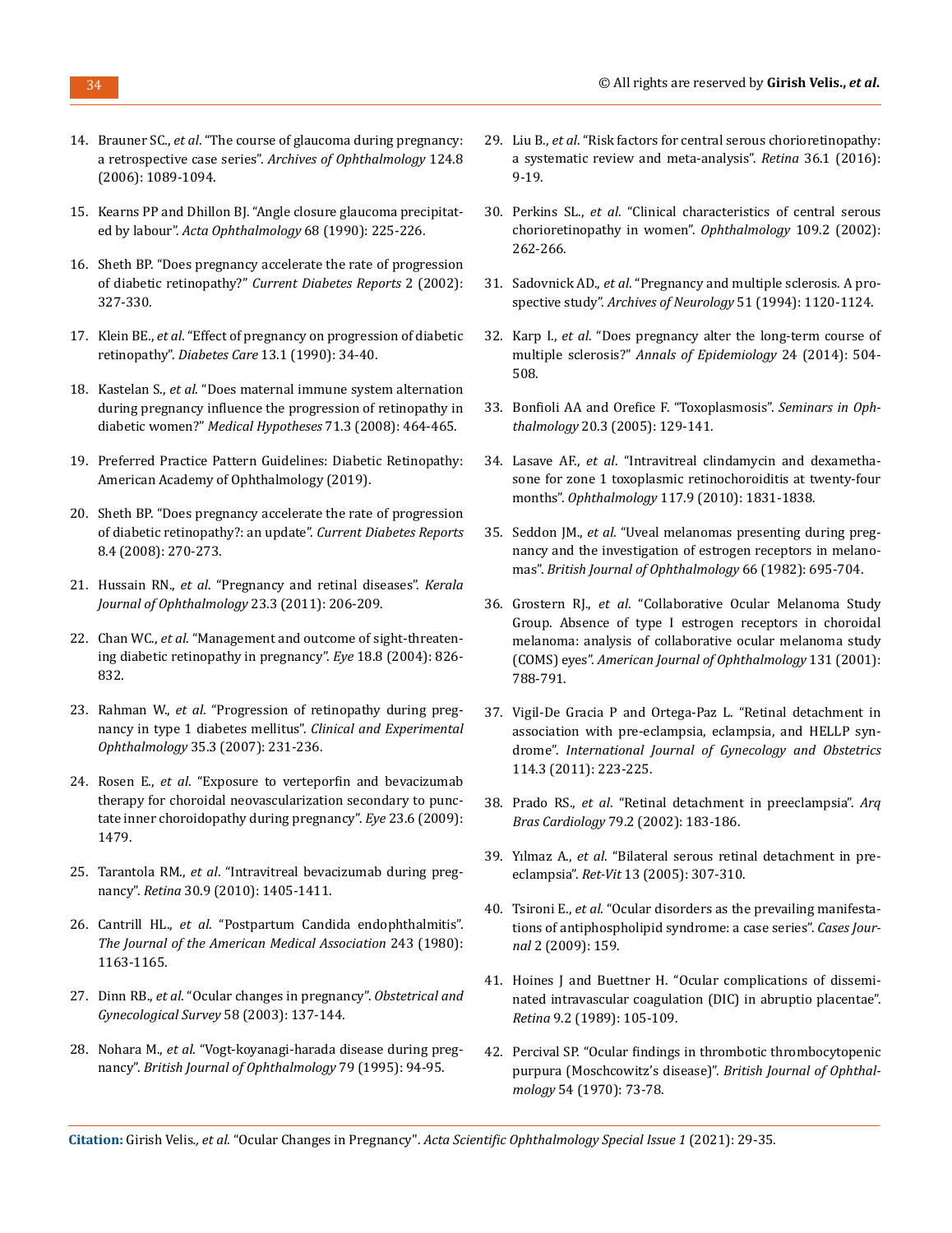14. Brauner SC., *et al*. "The course of glaucoma during pregnancy: a retrospective case series". *Archives of Ophthalmology* 124.8 (2006): 1089-1094.
15. Kearns PP and Dhillon BJ. "Angle closure glaucoma precipitated by labour". *Acta Ophthalmology* 68 (1990): 225-226.
16. Sheth BP. "Does pregnancy accelerate the rate of progression of diabetic retinopathy?" *Current Diabetes Reports* 2 (2002): 327-330.
17. Klein BE., *et al*. "Effect of pregnancy on progression of diabetic retinopathy". *Diabetes Care* 13.1 (1990): 34-40.
18. Kastelan S., *et al*. "Does maternal immune system alternation during pregnancy influence the progression of retinopathy in diabetic women?" *Medical Hypotheses* 71.3 (2008): 464-465.
19. Preferred Practice Pattern Guidelines: Diabetic Retinopathy: American Academy of Ophthalmology (2019).
20. Sheth BP. "Does pregnancy accelerate the rate of progression of diabetic retinopathy?: an update". *Current Diabetes Reports* 8.4 (2008): 270-273.
21. Hussain RN., *et al*. "Pregnancy and retinal diseases". *Kerala Journal of Ophthalmology* 23.3 (2011): 206-209.
22. Chan WC., *et al*. "Management and outcome of sight-threatening diabetic retinopathy in pregnancy". *Eye* 18.8 (2004): 826-832.
23. Rahman W., *et al*. "Progression of retinopathy during pregnancy in type 1 diabetes mellitus". *Clinical and Experimental Ophthalmology* 35.3 (2007): 231-236.
24. Rosen E., *et al*. "Exposure to verteporfin and bevacizumab therapy for choroidal neovascularization secondary to punctate inner choroidopathy during pregnancy". *Eye* 23.6 (2009): 1479.
25. Tarantola RM., *et al*. "Intravitreal bevacizumab during pregnancy". *Retina* 30.9 (2010): 1405-1411.
26. Cantrill HL., *et al*. "Postpartum Candida endophthalmitis". *The Journal of the American Medical Association* 243 (1980): 1163-1165.
27. Dinn RB., *et al*. "Ocular changes in pregnancy". *Obstetrical and Gynecological Survey* 58 (2003): 137-144.
28. Nohara M., *et al*. "Vogt-koyanagi-harada disease during pregnancy". *British Journal of Ophthalmology* 79 (1995): 94-95.
29. Liu B., *et al*. "Risk factors for central serous chorioretinopathy: a systematic review and meta-analysis". *Retina* 36.1 (2016): 9-19.
30. Perkins SL., *et al*. "Clinical characteristics of central serous chorioretinopathy in women". *Ophthalmology* 109.2 (2002): 262-266.
31. Sadovnick AD., *et al*. "Pregnancy and multiple sclerosis. A prospective study". *Archives of Neurology* 51 (1994): 1120-1124.
32. Karp I., *et al*. "Does pregnancy alter the long-term course of multiple sclerosis?" *Annals of Epidemiology* 24 (2014): 504-508.
33. Bonfioli AA and Orefice F. "Toxoplasmosis". *Seminars in Ophthalmology* 20.3 (2005): 129-141.
34. Lasave AF., *et al*. "Intravitreal clindamycin and dexamethasone for zone 1 toxoplasmic retinochoroiditis at twenty-four months". *Ophthalmology* 117.9 (2010): 1831-1838.
35. Seddon JM., *et al*. "Uveal melanomas presenting during pregnancy and the investigation of estrogen receptors in melanomas". *British Journal of Ophthalmology* 66 (1982): 695-704.
36. Grostern RJ., *et al*. "Collaborative Ocular Melanoma Study Group. Absence of type I estrogen receptors in choroidal melanoma: analysis of collaborative ocular melanoma study (COMS) eyes". *American Journal of Ophthalmology* 131 (2001): 788-791.
37. Vigil-De Gracia P and Ortega-Paz L. "Retinal detachment in association with pre-eclampsia, eclampsia, and HELLP syndrome". *International Journal of Gynecology and Obstetrics* 114.3 (2011): 223-225.
38. Prado RS., *et al*. "Retinal detachment in preeclampsia". *Arq Bras Cardiology* 79.2 (2002): 183-186.
39. Yılmaz A., *et al*. "Bilateral serous retinal detachment in preeclampsia". *Ret-Vit* 13 (2005): 307-310.
40. Tsironi E., *et al*. "Ocular disorders as the prevailing manifestations of antiphospholipid syndrome: a case series". *Cases Journal* 2 (2009): 159.
41. Hoines J and Buettner H. "Ocular complications of disseminated intravascular coagulation (DIC) in abruptio placentae". *Retina* 9.2 (1989): 105-109.
42. Percival SP. "Ocular findings in thrombotic thrombocytopenic purpura (Moschcowitz's disease)". *British Journal of Ophthalmology* 54 (1970): 73-78.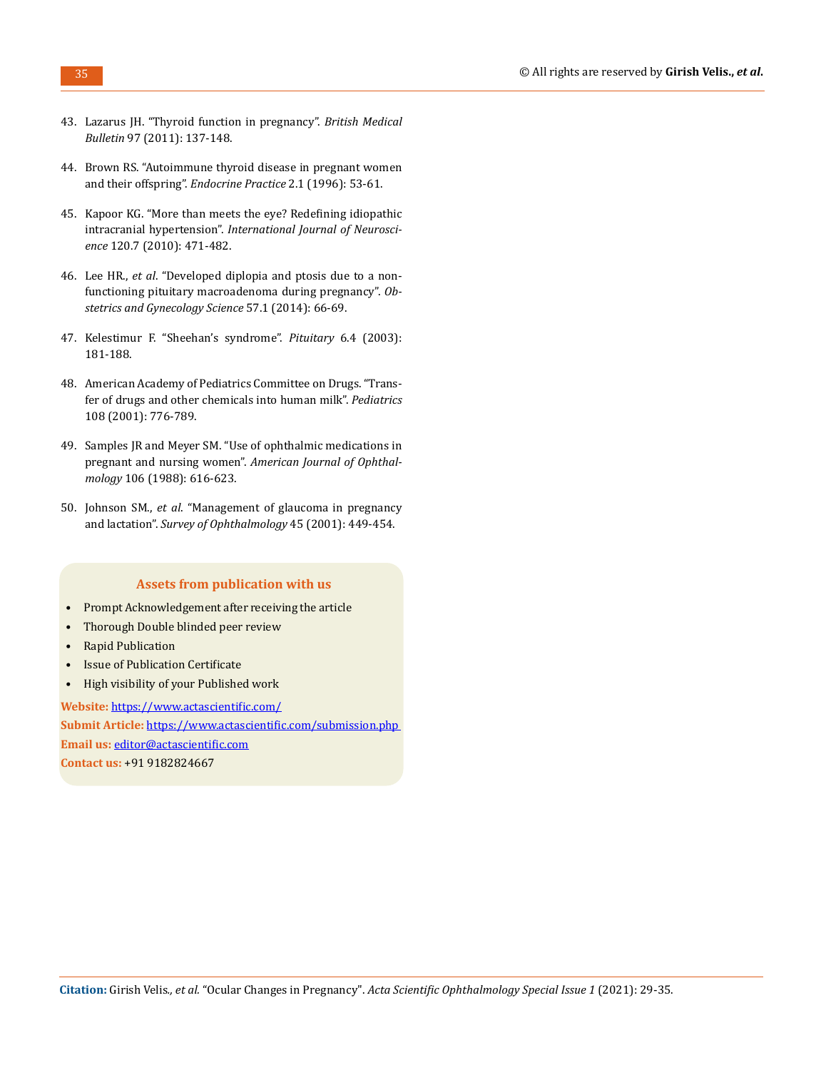43. Lazarus JH. "Thyroid function in pregnancy". *British Medical Bulletin* 97 (2011): 137-148.

44. Brown RS. "Autoimmune thyroid disease in pregnant women and their offspring". *Endocrine Practice* 2.1 (1996): 53-61.

45. Kapoor KG. "More than meets the eye? Redefining idiopathic intracranial hypertension". *International Journal of Neuroscience* 120.7 (2010): 471-482.

46. Lee HR., *et al*. "Developed diplopia and ptosis due to a nonfunctioning pituitary macroadenoma during pregnancy". *Obstetrics and Gynecology Science* 57.1 (2014): 66-69.

47. Kelestimur F. "Sheehan's syndrome". *Pituitary* 6.4 (2003): 181-188.

48. American Academy of Pediatrics Committee on Drugs. "Transfer of drugs and other chemicals into human milk". *Pediatrics* 108 (2001): 776-789.

49. Samples JR and Meyer SM. "Use of ophthalmic medications in pregnant and nursing women". *American Journal of Ophthalmology* 106 (1988): 616-623.

50. Johnson SM., *et al*. "Management of glaucoma in pregnancy and lactation". *Survey of Ophthalmology* 45 (2001): 449-454.

**Assets from publication with us**

- Prompt Acknowledgement after receiving the article
- Thorough Double blinded peer review
- Rapid Publication
- Issue of Publication Certificate
- High visibility of your Published work

**Website:** https://www.actascientific.com/
**Submit Article:** https://www.actascientific.com/submission.php
**Email us:** editor@actascientific.com
**Contact us:** +91 9182824667